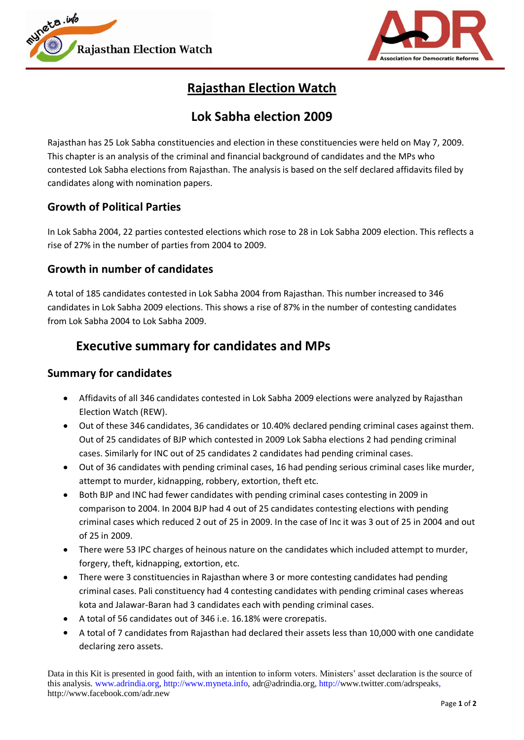# Rajasthan Election Watch

## Lok Sabha election 2009

Rajasthan has 25 Lok Sabha constituencies and election in these constituencies were held on May 7, 2009. This chapter is an analysis of the criminal and financial background of candidates and the MPs who contested Lok Sabha elections from Rajasthan. The analysis is based on the self declared affidavits filed by candidates along with nomination papers.

### Growth of Political Parties

In Lok Sabha 2004, 22 parties contested elections which rose to 28 in Lok Sabha 2009 election. This reflects a rise of 27% in the number of parties from 2004 to 2009.

### Growth in number of candidates

A total of 185 candidates contested in Lok Sabha 2004 from Rajasthan. This number increased to 346 candidates in Lok Sabha 2009 elections. This shows a rise of 87% in the number of contesting candidates from Lok Sabha 2004 to Lok Sabha 2009.

## Executive summary for candidates and MPs

### Summary for candidates

- Affidavits of all 346 candidates contested in Lok Sabha 2009 elections were analyzed by Rajasthan Election Watch (REW).
- Out of these 346 candidates, 36 candidates or 10.40% declared pending criminal cases against them. Out of 25 candidates of BJP which contested in 2009 Lok Sabha elections 2 had pending criminal cases. Similarly for INC out of 25 candidates 2 candidates had pending criminal cases.
- Out of 36 candidates with pending criminal cases, 16 had pending serious criminal cases like murder, attempt to murder, kidnapping, robbery, extortion, theft etc.
- Both BJP and INC had fewer candidates with pending criminal cases contesting in 2009 in comparison to 2004. In 2004 BJP had 4 out of 25 candidates contesting elections with pending criminal cases which reduced 2 out of 25 in 2009. In the case of Inc it was 3 out of 25 in 2004 and out of 25 in 2009.
- There were 53 IPC charges of heinous nature on the candidates which included attempt to murder, forgery, theft, kidnapping, extortion, etc.
- There were 3 constituencies in Rajasthan where 3 or more contesting candidates had pending criminal cases. Pali constituency had 4 contesting candidates with pending criminal cases whereas kota and Jalawar-Baran had 3 candidates each with pending criminal cases.
- A total of 56 candidates out of 346 i.e. 16.18% were crorepatis.
- A total of 7 candidates from Rajasthan had declared their assets less than 10,000 with one candidate declaring zero assets.

Data in this Kit is presented in good faith, with an intention to inform voters. Ministers' asset declaration is the source of this analysis. www.adrindia.org, http://www.myneta.info, adr@adrindia.org, http://www.twitter.com/adrspeaks, http://www.facebook.com/adr.new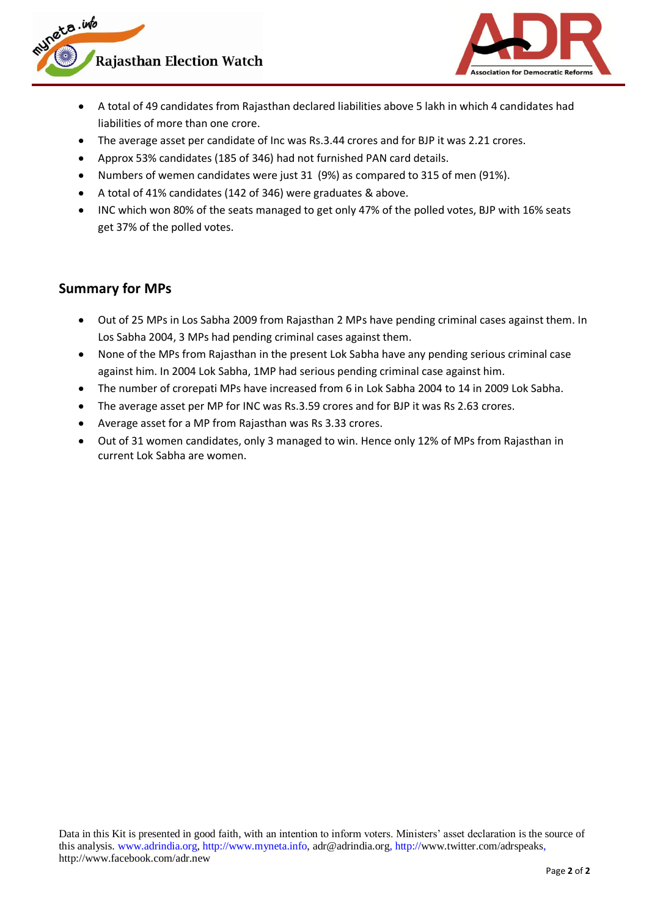- A total of 49 candidates from Rajasthan declared liabilities above 5 lakh in which 4 candidates had liabilities of more than one crore.
- The average asset per candidate of Inc was Rs.3.44 crores and for BJP it was 2.21 crores.
- Approx 53% candidates (185 of 346) had not furnished PAN card details.
- Numbers of wemen candidates were just 31 (9%) as compared to 315 of men (91%).
- A total of 41% candidates (142 of 346) were graduates & above.
- INC which won 80% of the seats managed to get only 47% of the polled votes, BJP with 16% seats get 37% of the polled votes.

## Summary for MPs

- Out of 25 MPs in Los Sabha 2009 from Rajasthan 2 MPs have pending criminal cases against them. In Los Sabha 2004, 3 MPs had pending criminal cases against them.
- None of the MPs from Rajasthan in the present Lok Sabha have any pending serious criminal case against him. In 2004 Lok Sabha, 1MP had serious pending criminal case against him.
- The number of crorepati MPs have increased from 6 in Lok Sabha 2004 to 14 in 2009 Lok Sabha.
- The average asset per MP for INC was Rs.3.59 crores and for BJP it was Rs 2.63 crores.
- Average asset for a MP from Rajasthan was Rs 3.33 crores.
- Out of 31 women candidates, only 3 managed to win. Hence only 12% of MPs from Rajasthan in current Lok Sabha are women.

Data in this Kit is presented in good faith, with an intention to inform voters. Ministers' asset declaration is the source of this analysis. www.adrindia.org, http://www.myneta.info, adr@adrindia.org, http://www.twitter.com/adrspeaks, http://www.facebook.com/adr.new